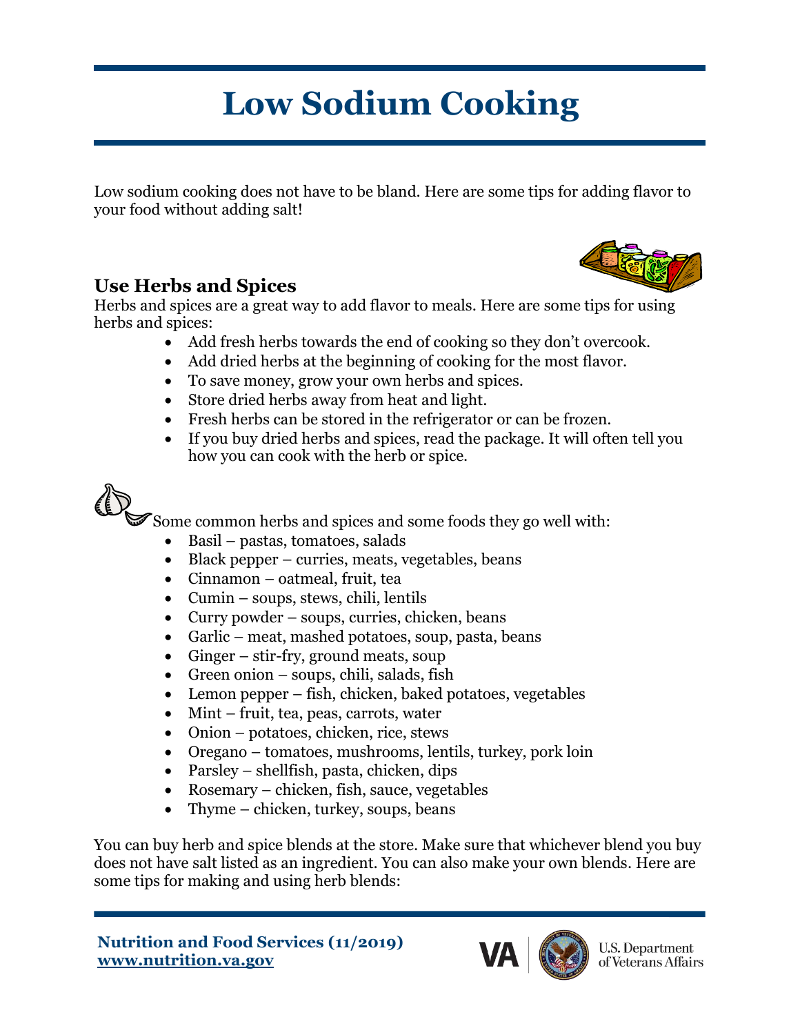# Low Sodium Cooking

Low sodium cooking does not have to be bland. Here are some tips for adding flavor to your food without adding salt!

## Use Herbs and Spices

Herbs and spices are a great way to add flavor to meals. Here are some tips for using herbs and spices:

- Add fresh herbs towards the end of cooking so they don't overcook.
- Add dried herbs at the beginning of cooking for the most flavor.
- To save money, grow your own herbs and spices.
- Store dried herbs away from heat and light.
- Fresh herbs can be stored in the refrigerator or can be frozen.
- If you buy dried herbs and spices, read the package. It will often tell you how you can cook with the herb or spice.

Some common herbs and spices and some foods they go well with:

- Basil – pastas, tomatoes, salads
- Black pepper – curries, meats, vegetables, beans
- Cinnamon – oatmeal, fruit, tea
- Cumin – soups, stews, chili, lentils
- Curry powder – soups, curries, chicken, beans
- Garlic – meat, mashed potatoes, soup, pasta, beans
- Ginger – stir-fry, ground meats, soup
- Green onion – soups, chili, salads, fish
- Lemon pepper – fish, chicken, baked potatoes, vegetables
- Mint – fruit, tea, peas, carrots, water
- Onion – potatoes, chicken, rice, stews
- Oregano – tomatoes, mushrooms, lentils, turkey, pork loin
- Parsley – shellfish, pasta, chicken, dips
- Rosemary – chicken, fish, sauce, vegetables
- Thyme – chicken, turkey, soups, beans

You can buy herb and spice blends at the store. Make sure that whichever blend you buy does not have salt listed as an ingredient. You can also make your own blends. Here are some tips for making and using herb blends: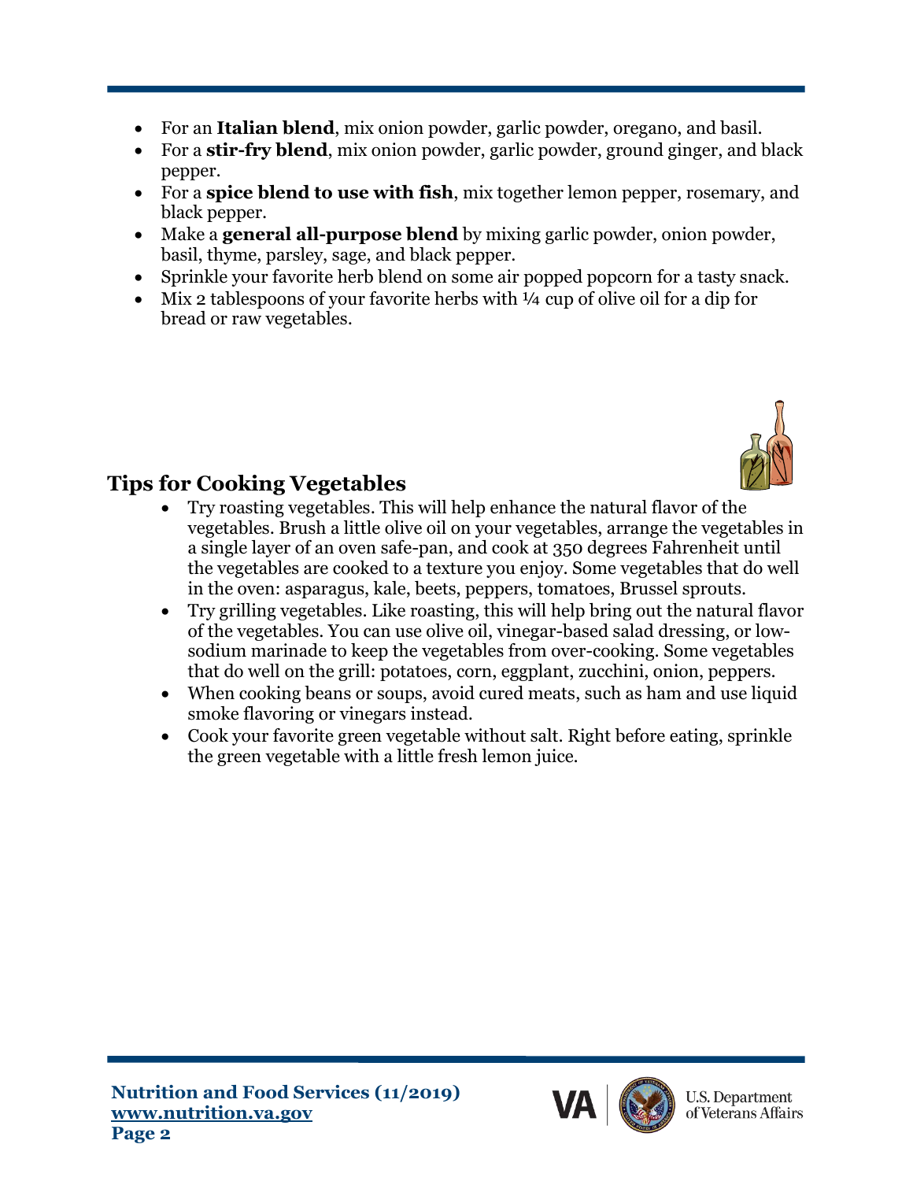- For an **Italian blend**, mix onion powder, garlic powder, oregano, and basil.
- For a **stir-fry blend**, mix onion powder, garlic powder, ground ginger, and black pepper.
- For a **spice blend to use with fish**, mix together lemon pepper, rosemary, and black pepper.
- Make a **general all-purpose blend** by mixing garlic powder, onion powder, basil, thyme, parsley, sage, and black pepper.
- Sprinkle your favorite herb blend on some air popped popcorn for a tasty snack.
- Mix 2 tablespoons of your favorite herbs with ¼ cup of olive oil for a dip for bread or raw vegetables.

## Tips for Cooking Vegetables

- Try roasting vegetables. This will help enhance the natural flavor of the vegetables. Brush a little olive oil on your vegetables, arrange the vegetables in a single layer of an oven safe-pan, and cook at 350 degrees Fahrenheit until the vegetables are cooked to a texture you enjoy. Some vegetables that do well in the oven: asparagus, kale, beets, peppers, tomatoes, Brussel sprouts.
- Try grilling vegetables. Like roasting, this will help bring out the natural flavor of the vegetables. You can use olive oil, vinegar-based salad dressing, or low-sodium marinade to keep the vegetables from over-cooking. Some vegetables that do well on the grill: potatoes, corn, eggplant, zucchini, onion, peppers.
- When cooking beans or soups, avoid cured meats, such as ham and use liquid smoke flavoring or vinegars instead.
- Cook your favorite green vegetable without salt. Right before eating, sprinkle the green vegetable with a little fresh lemon juice.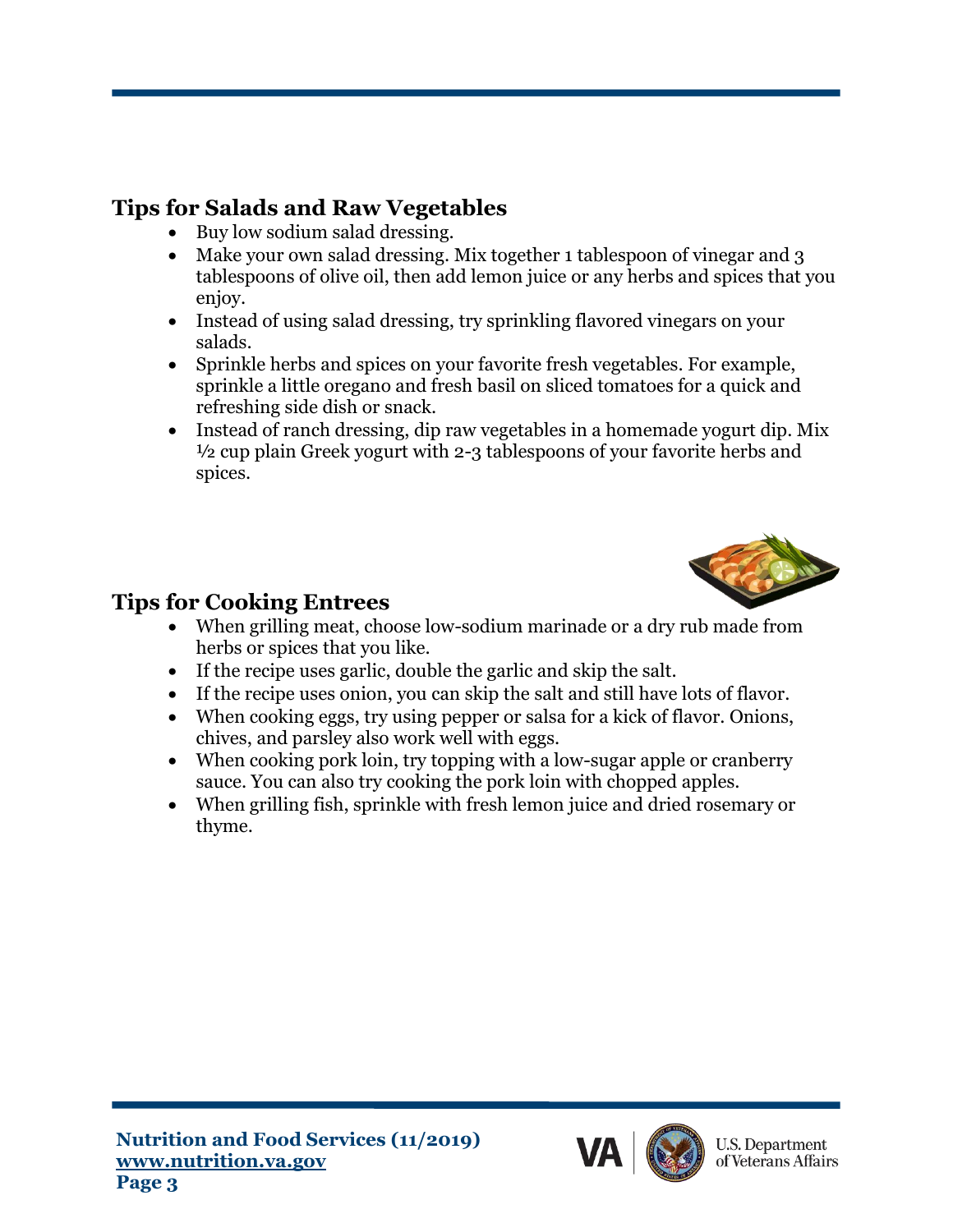## Tips for Salads and Raw Vegetables

- Buy low sodium salad dressing.
- Make your own salad dressing. Mix together 1 tablespoon of vinegar and 3 tablespoons of olive oil, then add lemon juice or any herbs and spices that you enjoy.
- Instead of using salad dressing, try sprinkling flavored vinegars on your salads.
- Sprinkle herbs and spices on your favorite fresh vegetables. For example, sprinkle a little oregano and fresh basil on sliced tomatoes for a quick and refreshing side dish or snack.
- Instead of ranch dressing, dip raw vegetables in a homemade yogurt dip. Mix ½ cup plain Greek yogurt with 2-3 tablespoons of your favorite herbs and spices.

## Tips for Cooking Entrees

- When grilling meat, choose low-sodium marinade or a dry rub made from herbs or spices that you like.
- If the recipe uses garlic, double the garlic and skip the salt.
- If the recipe uses onion, you can skip the salt and still have lots of flavor.
- When cooking eggs, try using pepper or salsa for a kick of flavor. Onions, chives, and parsley also work well with eggs.
- When cooking pork loin, try topping with a low-sugar apple or cranberry sauce. You can also try cooking the pork loin with chopped apples.
- When grilling fish, sprinkle with fresh lemon juice and dried rosemary or thyme.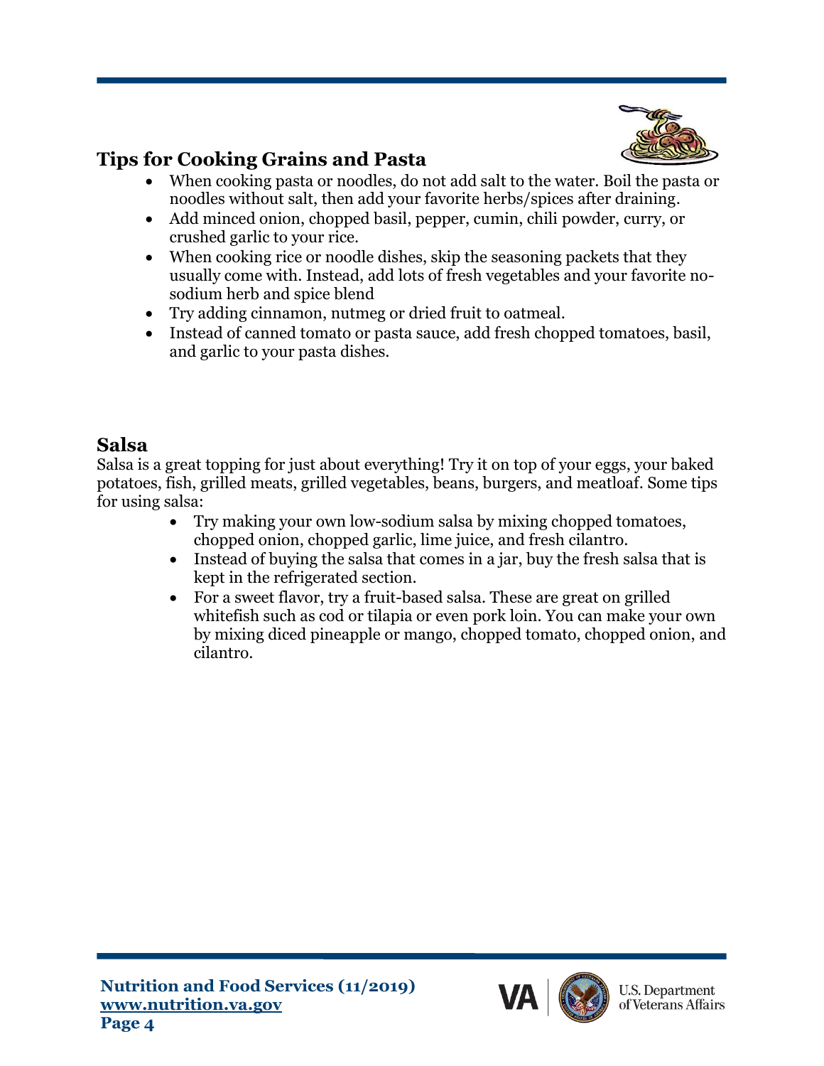## Tips for Cooking Grains and Pasta

- When cooking pasta or noodles, do not add salt to the water. Boil the pasta or noodles without salt, then add your favorite herbs/spices after draining.
- Add minced onion, chopped basil, pepper, cumin, chili powder, curry, or crushed garlic to your rice.
- When cooking rice or noodle dishes, skip the seasoning packets that they usually come with. Instead, add lots of fresh vegetables and your favorite no-sodium herb and spice blend
- Try adding cinnamon, nutmeg or dried fruit to oatmeal.
- Instead of canned tomato or pasta sauce, add fresh chopped tomatoes, basil, and garlic to your pasta dishes.

## Salsa

Salsa is a great topping for just about everything! Try it on top of your eggs, your baked potatoes, fish, grilled meats, grilled vegetables, beans, burgers, and meatloaf. Some tips for using salsa:

- Try making your own low-sodium salsa by mixing chopped tomatoes, chopped onion, chopped garlic, lime juice, and fresh cilantro.
- Instead of buying the salsa that comes in a jar, buy the fresh salsa that is kept in the refrigerated section.
- For a sweet flavor, try a fruit-based salsa. These are great on grilled whitefish such as cod or tilapia or even pork loin. You can make your own by mixing diced pineapple or mango, chopped tomato, chopped onion, and cilantro.